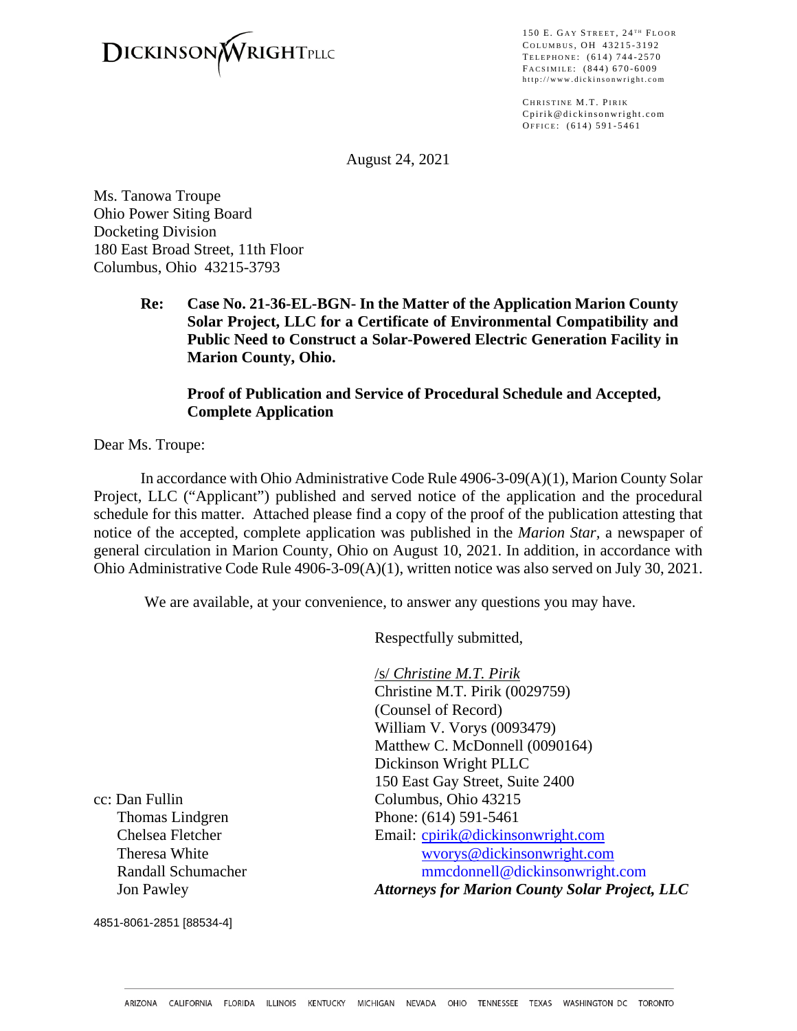**DICKINSON WRIGHT PLLC**

150 E. GAY STREET, 24TH FLOOR
COLUMBUS, OH 43215-3192
TELEPHONE: (614) 744-2570
FACSIMILE: (844) 670-6009
http://www.dickinsonwright.com

CHRISTINE M.T. PIRIK
Cpirik@dickinsonwright.com
OFFICE: (614) 591-5461

August 24, 2021

Ms. Tanowa Troupe
Ohio Power Siting Board
Docketing Division
180 East Broad Street, 11th Floor
Columbus, Ohio 43215-3793

**Re: Case No. 21-36-EL-BGN- In the Matter of the Application Marion County Solar Project, LLC for a Certificate of Environmental Compatibility and Public Need to Construct a Solar-Powered Electric Generation Facility in Marion County, Ohio.**

**Proof of Publication and Service of Procedural Schedule and Accepted, Complete Application**

Dear Ms. Troupe:

In accordance with Ohio Administrative Code Rule 4906-3-09(A)(1), Marion County Solar Project, LLC ("Applicant") published and served notice of the application and the procedural schedule for this matter. Attached please find a copy of the proof of the publication attesting that notice of the accepted, complete application was published in the *Marion Star*, a newspaper of general circulation in Marion County, Ohio on August 10, 2021. In addition, in accordance with Ohio Administrative Code Rule 4906-3-09(A)(1), written notice was also served on July 30, 2021.

We are available, at your convenience, to answer any questions you may have.

Respectfully submitted,

/s/ *Christine M.T. Pirik*
Christine M.T. Pirik (0029759)
(Counsel of Record)
William V. Vorys (0093479)
Matthew C. McDonnell (0090164)
Dickinson Wright PLLC
150 East Gay Street, Suite 2400
Columbus, Ohio 43215
Phone: (614) 591-5461
Email: cpirik@dickinsonwright.com
wvorys@dickinsonwright.com
mmcdonnell@dickinsonwright.com
***Attorneys for Marion County Solar Project, LLC***

cc: Dan Fullin
Thomas Lindgren
Chelsea Fletcher
Theresa White
Randall Schumacher
Jon Pawley

4851-8061-2851 [88534-4]

ARIZONA CALIFORNIA FLORIDA ILLINOIS KENTUCKY MICHIGAN NEVADA OHIO TENNESSEE TEXAS WASHINGTON DC TORONTO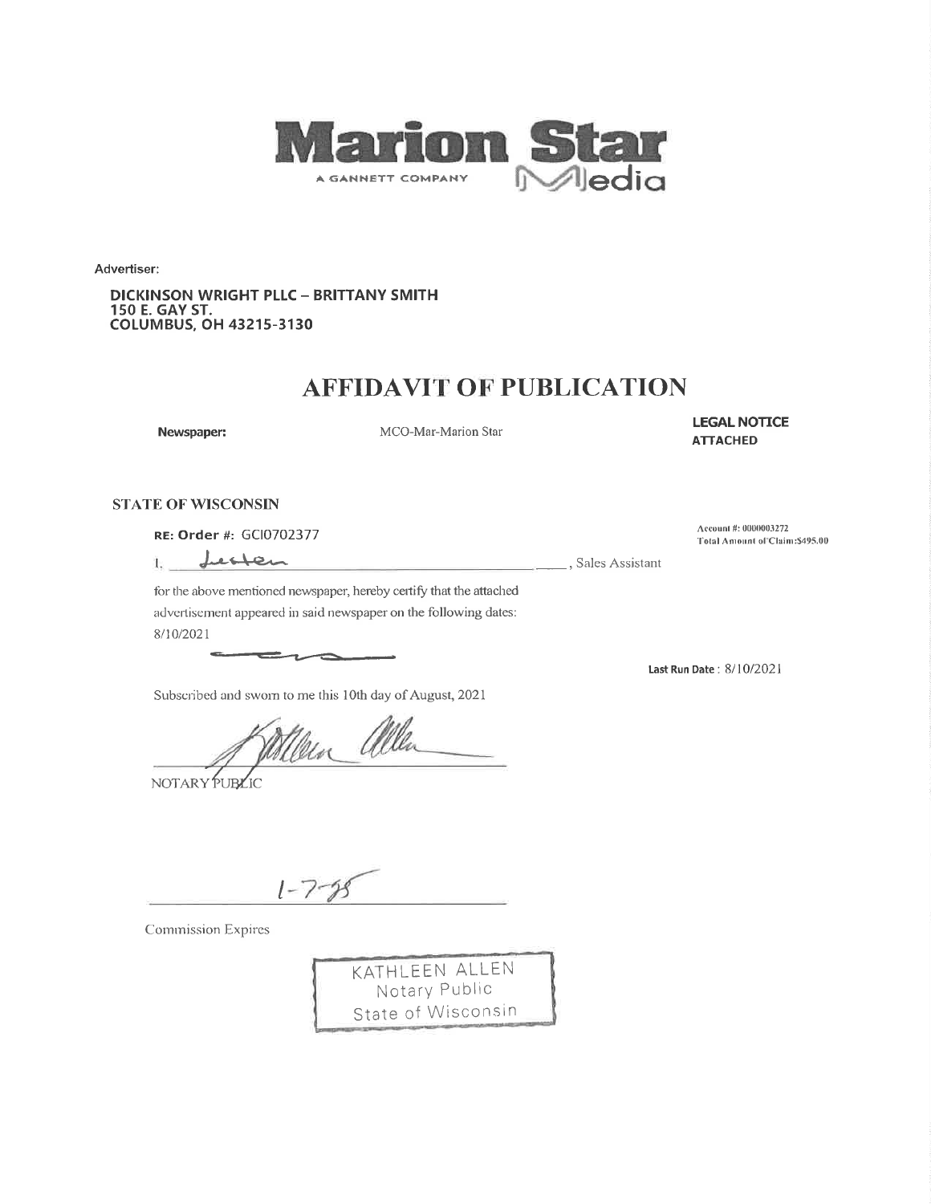**Marion Star**

A GANNETT COMPANY

Media

Advertiser:

**DICKINSON WRIGHT PLLC – BRITTANY SMITH**
**150 E. GAY ST.**
**COLUMBUS, OH 43215-3130**

# AFFIDAVIT OF PUBLICATION

**Newspaper:** MCO-Mar-Marion Star

**LEGAL NOTICE ATTACHED**

**STATE OF WISCONSIN**

**RE: Order #:** GCI0702377

Account #: 0000003272
Total Amount of Claim: $495.00

I, Lester, Sales Assistant

for the above mentioned newspaper, hereby certify that the attached advertisement appeared in said newspaper on the following dates:
8/10/2021

**Last Run Date**: 8/10/2021

Subscribed and sworn to me this 10th day of August, 2021

Kathleen Allen

NOTARY PUBLIC

1-7-25

Commission Expires

KATHLEEN ALLEN
Notary Public
State of Wisconsin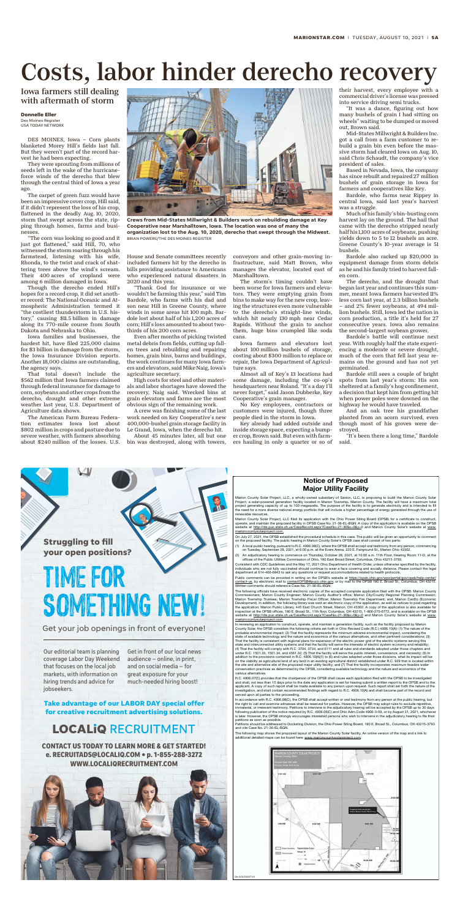# Costs, labor hinder derecho recovery

## Iowa farmers still dealing with aftermath of storm

**Donnelle Eller**
Des Moines Register
USA TODAY NETWORK

DES MOINES, Iowa – Corn plants blanketed Henry Hill's fields last fall. But they weren't part of the record harvest he had been expecting.

They were sprouting from millions of seeds left in the wake of the hurricane-force winds of the derecho that blew through the central third of Iowa a year ago.

The carpet of green fuzz would have been an impressive cover crop, Hill said, if it didn't represent the loss of his crop, flattened in the deadly Aug. 10, 2020, storm that swept across the state, ripping through homes, farms and businesses.

"The corn was looking so good and it just got flattened," said Hill, 70, who witnessed the storm roaring through his farmstead, listening with his wife, Rhonda, to the twist and crack of shattering trees above the wind's scream. Their 400 acres of cropland were among 6 million damaged in Iowa.

Though the derecho ended Hill's hopes for a record crop, it did set another record: The National Oceanic and Atmospheric Administration termed it "the costliest thunderstorm in U.S. history," causing $11.5 billion in damage along its 770-mile course from South Dakota and Nebraska to Ohio.

Iowa families and businesses, the hardest hit, have filed 225,000 claims for $3 billion in damage from the storm, the Iowa Insurance Division reports. Another 18,000 claims are outstanding, the agency says.

That total doesn't include the $562 million that Iowa farmers claimed through federal insurance for damage to corn, soybeans and other crops from the derecho, drought and other extreme weather last year, U.S. Department of Agriculture data shows.

The American Farm Bureau Federation estimates Iowa lost about $802 million in crops and pasture due to severe weather, with farmers absorbing about $240 million of the losses. U.S. House and Senate committees recently included farmers hit by the derecho in bills providing assistance to Americans who experienced natural disasters in 2020 and this year.

"Thank God for insurance or we wouldn't be farming this year," said Tim Bardole, who farms with his dad and son near Hill in Greene County, where winds in some areas hit 100 mph. Bardole lost about half of his 1,200 acres of corn; Hill's loss amounted to about two-thirds of his 200 corn acres.

Even after months of picking twisted metal debris from fields, cutting up fallen trees and rebuilding and repairing homes, grain bins, barns and buildings, the work continues for many Iowa farmers and elevators, said Mike Naig, Iowa's agriculture secretary.

High costs for steel and other materials and labor shortages have slowed the recovery, Naig said. Wrecked bins at grain elevators and farms are the most obvious sign of the remaining work.

A crew was finishing some of the last work needed on Key Cooperative's new 400,000-bushel grain storage facility in Le Grand, Iowa, when the derecho hit.

About 45 minutes later, all but one bin was destroyed, along with towers, conveyors and other grain-moving infrastructure, said Matt Brown, who manages the elevator, located east of Marshalltown.

The storm's timing couldn't have been worse for Iowa farmers and elevators. They were emptying grain from bins to make way for the new crop, leaving the structures even more vulnerable to the derecho's straight-line winds, which hit nearly 130 mph near Cedar Rapids. Without the grain to anchor them, huge bins crumpled like soda cans.

Iowa farmers and elevators lost about 100 million bushels of storage, costing about $300 million to replace or repair, the Iowa Department of Agriculture says.

Almost all of Key's 13 locations had some damage, including the co-op's headquarters near Roland. "It's a day I'll never forget," said Jason Dubberke, Key Cooperative's grain manager.

No Key employees, contractors or customers were injured, though three people died in the storm in Iowa.

Key already had added outside and inside storage space, expecting a bumper crop, Brown said. But even with farmers hauling in only a quarter or so of their harvest, every employee with a commercial driver's license was pressed into service driving semi trucks.

"It was a dance, figuring out how many bushels of grain I had sitting on wheels" waiting to be dumped or moved out, Brown said.

Mid-States Millwright & Builders Inc. got a call from a farm customer to rebuild a grain bin even before the massive storm had cleared Iowa on Aug. 10, said Chris Schaudt, the company's vice president of sales.

Based in Nevada, Iowa, the company has since rebuilt and repaired 27 million bushels of grain storage in Iowa for farmers and cooperatives like Key.

Bardole, who farms near Rippey in central Iowa, said last year's harvest was a struggle.

Much of his family's bin-busting corn harvest lay on the ground. The hail that came with the derecho stripped nearly half his 1,100 acres of soybeans, pushing yields down to 5 to 12 bushels an acre. Greene County's 10-year average is 51 bushels.

Bardole also racked up $20,000 in equipment damage from storm debris as he and his family tried to harvest fallen corn.

The derecho, and the drought that began last year and continues this summer, meant Iowa farmers harvested 11% less corn last year, at 2.3 billion bushels – and 2% fewer soybeans, at 494 million bushels. Still, Iowa led the nation in corn production, a title it's held for 27 consecutive years. Iowa also remains the second-largest soybean grower.

Bardole's battle will continue next year. With roughly half the state experiencing a moderate or severe drought, much of the corn that fell last year remains on the ground and has not yet germinated.

Bardole still sees a couple of bright spots from last year's storm: His son sheltered at a family's hog confinement, a decision that kept him from getting hit when power poles were downed on the highway he would have traveled.

And an oak tree his grandfather planted from an acorn survived, even though most of his groves were destroyed.

"It's been there a long time," Bardole said.

**Crews from Mid-States Millwright & Builders work on rebuilding damage at Key Cooperative near Marshalltown, Iowa. The location was one of many the organization lost to the Aug. 10, 2020, derecho that swept through the Midwest.** BRIAN POWERS/THE DES MOINES REGISTER

---

**Struggling to fill your open positions?**

# TIME FOR SOMETHING NEW!

Get your job openings in front of everyone!

Our editorial team is planning coverage Labor Day Weekend that focuses on the local job markets, with information on hiring trends and advice for jobseekers.

Get in front of our local news audience – online, in print, and on social media – for great exposure for your much-needed hiring boost!

**Take advantage of our LABOR DAY special offer for creative recruitment advertising solutions.**

**LOCALiQ RECRUITMENT**

**CONTACT US TODAY TO LEARN MORE & GET STARTED!**
**e. RECRUITADS@LOCALIQ.COM • p. 1-855-288-3272**
**WWW.LOCALIQRECRUITMENT.COM**

---

## Notice of Proposed Major Utility Facility

Marion County Solar Project, LLC, a wholly-owned subsidiary of Savion, LLC, is proposing to build the Marion County Solar Project, a solar-powered generation facility located in Marion Township, Marion County. The facility will have a maximum total project generating capacity of up to 100 megawatts. The purpose of the facility is to generate electricity and is intended to fill the need for a more diverse national energy portfolio that will include a higher percentage of energy generated through the use of renewable resources.

Marion County Solar Project, LLC filed its application with the Ohio Power Siting Board (OPSB) for a certificate to construct, operate, and maintain the proposed facility in OPSB Case No. 21-36-EL-BGN. A copy of the application is available on the OPSB website at http://dis.puc.state.oh.us/CaseRecord.aspx?CaseNo=21-36&x=0&y=0 and Marion County Solar's website at www.marioncountysolarproject.com.

On July 27, 2021, the OPSB established the procedural schedule in this case. The public will be given an opportunity to comment on the proposed facility. The public hearing in Marion County Solar's OPSB case shall consist of two parts:

(1) A local public hearing, pursuant to R.C. 4906.08(C), where the OPSB shall accept oral testimony from any person, commencing on Tuesday, September 28, 2021, at 6:00 p.m. at the Evers Arena, 220 E. Fairground St., Marion Ohio 43302.

(2) An adjudicatory hearing to commence on Thursday, October 28, 2021, at 10:00 a.m. 11th Floor, Hearing Room 11-D, at the offices of the Public Utilities Commission of Ohio, 180 East Broad Street, Columbus, Ohio 43215-3793.

Consistent with CDC Guidelines and the May 17, 2021 Ohio Department of Health Order, unless otherwise specified by the facility, individuals who are not fully vaccinated should continue to wear a face covering and socially distance. Please contact the legal department at 614-466-6843 to ask any questions or request accommodations related to health protocols.

Public comments can be provided in writing on the OPSB's website at https://opsb.ohio.gov/wps/portal/gov/opsb/help-center/contact-us, by electronic mail to contactOPSB@puco.ohio.gov, or by mail to the OPSB 180 E. Broad St., Columbus, OH 43215. Written comments should reference Case No. 21-36-EL-BGN.

The following officials have received electronic copies of the accepted complete application filed with the OPSB: Marion County Commissioners; Marion County Engineer; Marion County Auditor's office; Marion City/County Regional Planning Commission; Marion Township Trustees; Marion Township Fiscal Officer; Marion Township Fire Department; and, Marion CanDo (Economic Development). In addition, the following library was sent an electronic copy of the application, as well as notices to post regarding the application: Marion Public Library, 445 East Church Street, Marion, OH 43302. A copy of the application is also available for inspection at the OPSB offices, 180 E. Broad St., 11th floor, Columbus, OH 43215, 1-866-270-6772, and is available on the OPSB website at http://dis.puc.state.oh.us/CaseRecord.aspx?CaseNo=21-36&x=0&y=0 and Marion County Solar's website at www.marioncountysolarproject.com

In reviewing an application to construct, operate, and maintain a generation facility, such as the facility proposed by Marion County Solar, the OPSB considers the following criteria set forth in Ohio Revised Code (R.C.) 4906.10(A): (1) The nature of the probable environmental impact; (2) That the facility represents the minimum adverse environmental impact, considering the state of available technology and the nature and economics of the various alternatives, and other pertinent considerations; (3) That the facility is consistent with regional plans for expansion of the electric power grid of the electric systems serving this state and interconnected utility systems and that the facility will serve the interests of electric system economy and reliability; (4) That the facility will comply with R.C. 3704, 3734, and 6111 and all rules and standards adopted under those chapters and under R.C. 1501.33, 1501.34, and 4561.32; (5) That the facility will serve the public interest, convenience, and necessity; (6) In addition to the provisions contained in R.C. 4906.10(A)(1) to (6) and rules adopted under those divisions, what its impact will be on the viability as agricultural land of any land in an existing agricultural district established under R.C. 929 that is located within the site and alternative site of the proposed major utility facility; and (7) That the facility incorporates maximum feasible water conservation practices as determined by the OPSB, considering available technology and the nature and economics of the various alternatives.

R.C. 4906.07(C) provides that the chairperson of the OPSB shall cause each application filed with the OPSB to be investigated and shall, not less than 15 days prior to the date any application is set for hearing submit a written report to the OPSB and to the applicant. A copy of such report shall be made available to any person upon request. Such report shall set forth the nature of the investigation, and shall contain recommended findings with regard to R.C. 4906.10(A) and shall become part of the record and served upon all parties to the proceeding.

In accordance with R.C. 4906.08(C), the OPSB shall accept written or oral testimony from any person at the public hearing, but the right to call and examine witnesses shall be reserved for parties. However, the OPSB may adopt rules to exclude repetitive, immaterial, or irrelevant testimony. Petitions to intervene in the adjudicatory hearing will be accepted by the OPSB up to 30 days following publication of the notice required by R.C. 4906.06(C) and Ohio Adm.Code 4906-3-09, or by August 31, 2021, whichever is later. However, the OPSB strongly encourages interested persons who wish to intervene in the adjudicatory hearing to file their petitions as soon as possible.

Petitions should be addressed to Docketing Division, the Ohio Power Siting Board, 180 E. Broad St., Columbus, OH 43215-3793 and cite Case No. 21-36-EL-BGN.

The following map shows the proposed layout of the Marion County Solar facility. An online version of the map and a link to additional detailed maps can be found here: www.marioncountysolarproject.com.

MARION COUNTY SOLAR PROJECT
Marion County Ohio
Project Size: 100 MW
Project Area: 815 Acres

OH-GCI0700707-01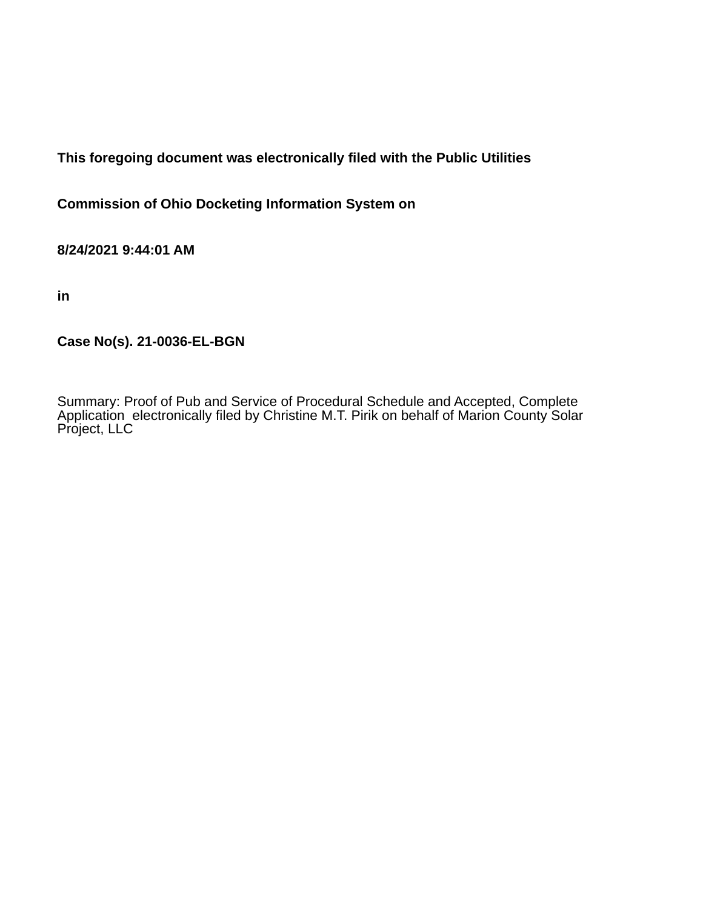**This foregoing document was electronically filed with the Public Utilities**

**Commission of Ohio Docketing Information System on**

**8/24/2021 9:44:01 AM**

**in**

**Case No(s). 21-0036-EL-BGN**

Summary: Proof of Pub and Service of Procedural Schedule and Accepted, Complete Application electronically filed by Christine M.T. Pirik on behalf of Marion County Solar Project, LLC